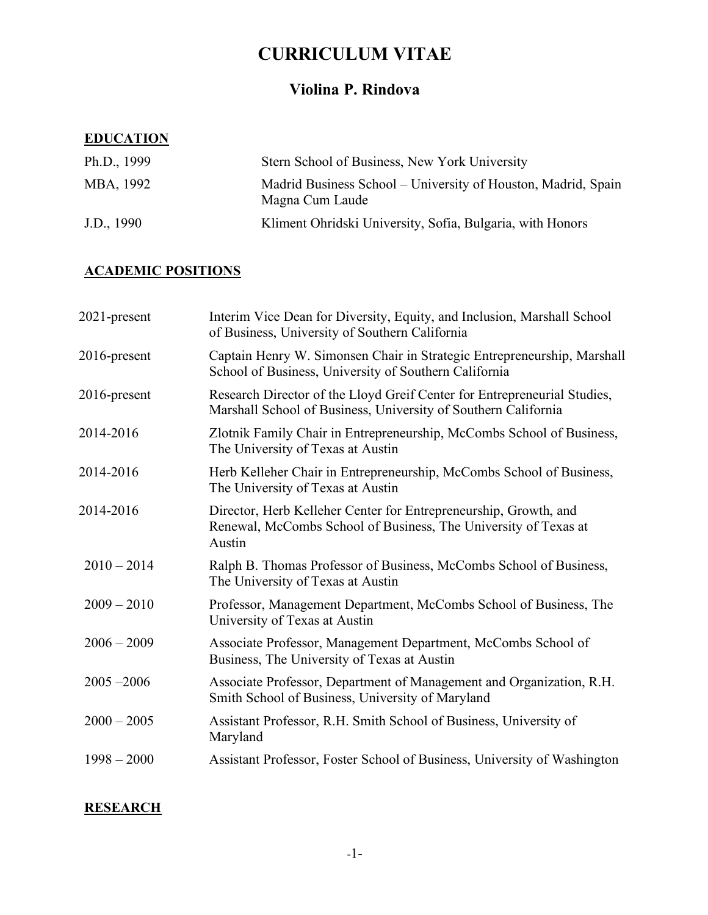# CURRICULUM VITAE

## Violina P. Rindova

### EDUCATION

| | |
|---|---|
| Ph.D., 1999 | Stern School of Business, New York University |
| MBA, 1992 | Madrid Business School – University of Houston, Madrid, Spain Magna Cum Laude |
| J.D., 1990 | Kliment Ohridski University, Sofia, Bulgaria, with Honors |

### ACADEMIC POSITIONS

| | |
|---|---|
| 2021-present | Interim Vice Dean for Diversity, Equity, and Inclusion, Marshall School of Business, University of Southern California |
| 2016-present | Captain Henry W. Simonsen Chair in Strategic Entrepreneurship, Marshall School of Business, University of Southern California |
| 2016-present | Research Director of the Lloyd Greif Center for Entrepreneurial Studies, Marshall School of Business, University of Southern California |
| 2014-2016 | Zlotnik Family Chair in Entrepreneurship, McCombs School of Business, The University of Texas at Austin |
| 2014-2016 | Herb Kelleher Chair in Entrepreneurship, McCombs School of Business, The University of Texas at Austin |
| 2014-2016 | Director, Herb Kelleher Center for Entrepreneurship, Growth, and Renewal, McCombs School of Business, The University of Texas at Austin |
| 2010 – 2014 | Ralph B. Thomas Professor of Business, McCombs School of Business, The University of Texas at Austin |
| 2009 – 2010 | Professor, Management Department, McCombs School of Business, The University of Texas at Austin |
| 2006 – 2009 | Associate Professor, Management Department, McCombs School of Business, The University of Texas at Austin |
| 2005 –2006 | Associate Professor, Department of Management and Organization, R.H. Smith School of Business, University of Maryland |
| 2000 – 2005 | Assistant Professor, R.H. Smith School of Business, University of Maryland |
| 1998 – 2000 | Assistant Professor, Foster School of Business, University of Washington |

### RESEARCH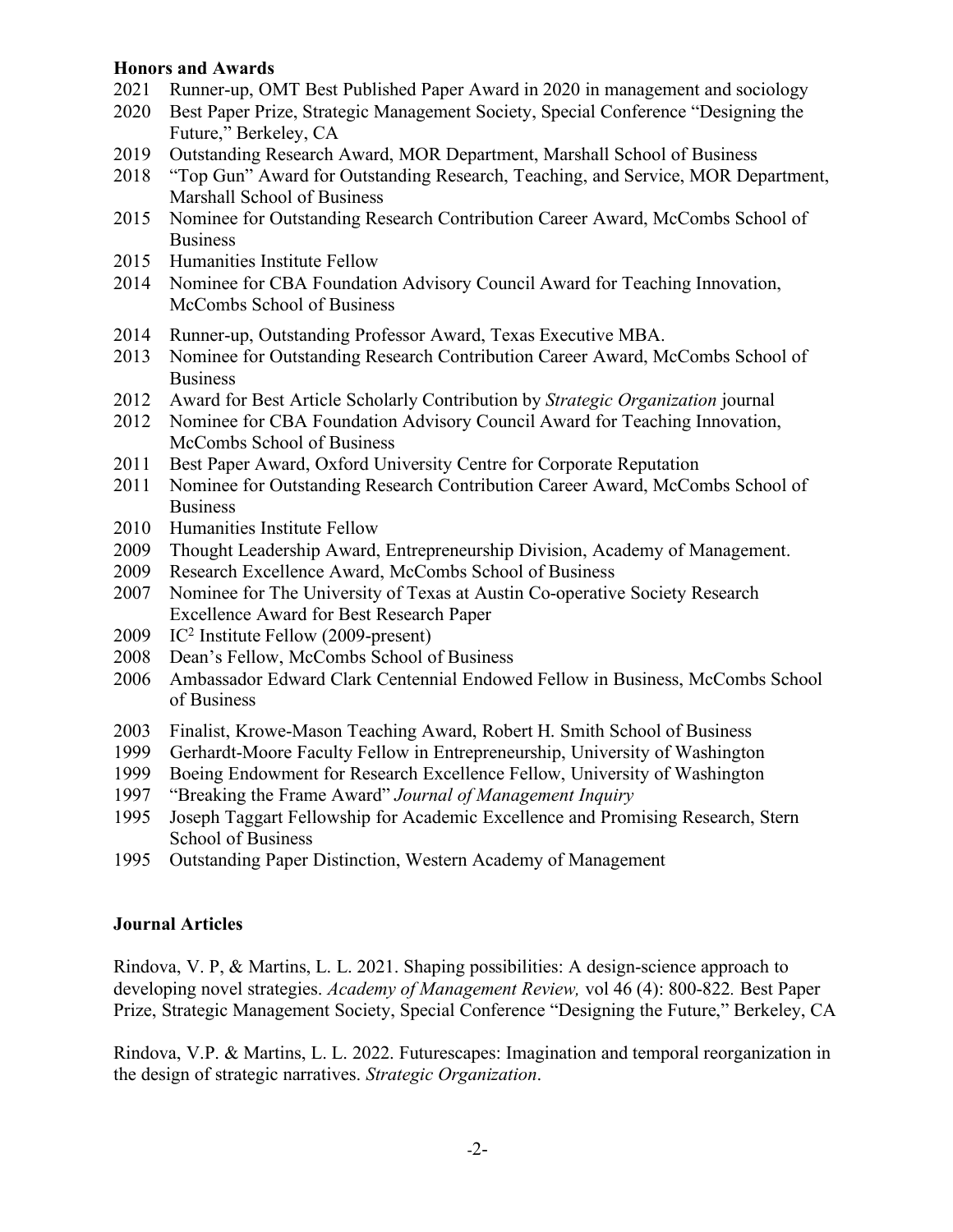**Honors and Awards**

2021 Runner-up, OMT Best Published Paper Award in 2020 in management and sociology
2020 Best Paper Prize, Strategic Management Society, Special Conference "Designing the Future," Berkeley, CA
2019 Outstanding Research Award, MOR Department, Marshall School of Business
2018 "Top Gun" Award for Outstanding Research, Teaching, and Service, MOR Department, Marshall School of Business
2015 Nominee for Outstanding Research Contribution Career Award, McCombs School of Business
2015 Humanities Institute Fellow
2014 Nominee for CBA Foundation Advisory Council Award for Teaching Innovation, McCombs School of Business
2014 Runner-up, Outstanding Professor Award, Texas Executive MBA.
2013 Nominee for Outstanding Research Contribution Career Award, McCombs School of Business
2012 Award for Best Article Scholarly Contribution by *Strategic Organization* journal
2012 Nominee for CBA Foundation Advisory Council Award for Teaching Innovation, McCombs School of Business
2011 Best Paper Award, Oxford University Centre for Corporate Reputation
2011 Nominee for Outstanding Research Contribution Career Award, McCombs School of Business
2010 Humanities Institute Fellow
2009 Thought Leadership Award, Entrepreneurship Division, Academy of Management.
2009 Research Excellence Award, McCombs School of Business
2007 Nominee for The University of Texas at Austin Co-operative Society Research Excellence Award for Best Research Paper
2009 IC$^2$ Institute Fellow (2009-present)
2008 Dean's Fellow, McCombs School of Business
2006 Ambassador Edward Clark Centennial Endowed Fellow in Business, McCombs School of Business
2003 Finalist, Krowe-Mason Teaching Award, Robert H. Smith School of Business
1999 Gerhardt-Moore Faculty Fellow in Entrepreneurship, University of Washington
1999 Boeing Endowment for Research Excellence Fellow, University of Washington
1997 "Breaking the Frame Award" *Journal of Management Inquiry*
1995 Joseph Taggart Fellowship for Academic Excellence and Promising Research, Stern School of Business
1995 Outstanding Paper Distinction, Western Academy of Management

**Journal Articles**

Rindova, V. P, & Martins, L. L. 2021. Shaping possibilities: A design-science approach to developing novel strategies. *Academy of Management Review,* vol 46 (4): 800-822*.* Best Paper Prize, Strategic Management Society, Special Conference "Designing the Future," Berkeley, CA

Rindova, V.P. & Martins, L. L. 2022. Futurescapes: Imagination and temporal reorganization in the design of strategic narratives. *Strategic Organization*.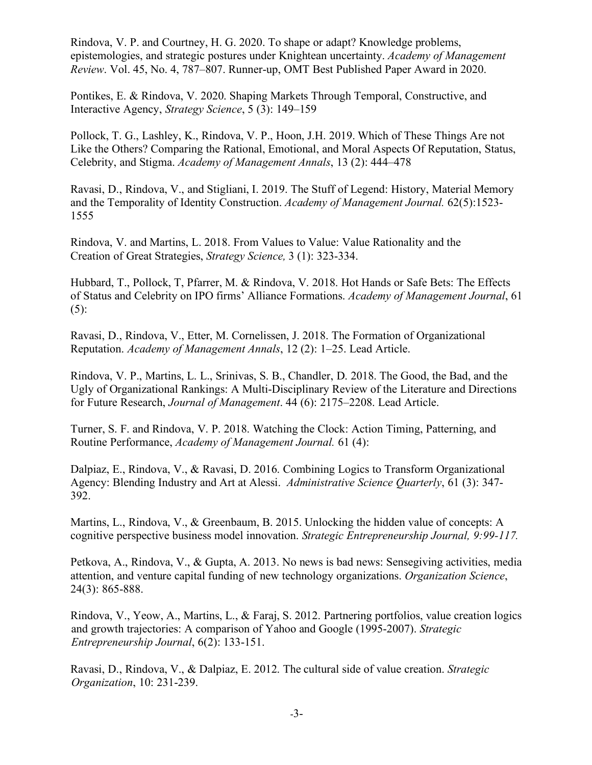Rindova, V. P. and Courtney, H. G. 2020. To shape or adapt? Knowledge problems, epistemologies, and strategic postures under Knightean uncertainty. *Academy of Management Review*. Vol. 45, No. 4, 787–807. Runner-up, OMT Best Published Paper Award in 2020.

Pontikes, E. & Rindova, V. 2020. Shaping Markets Through Temporal, Constructive, and Interactive Agency, *Strategy Science*, 5 (3): 149–159

Pollock, T. G., Lashley, K., Rindova, V. P., Hoon, J.H. 2019. Which of These Things Are not Like the Others? Comparing the Rational, Emotional, and Moral Aspects Of Reputation, Status, Celebrity, and Stigma. *Academy of Management Annals*, 13 (2): 444–478

Ravasi, D., Rindova, V., and Stigliani, I. 2019. The Stuff of Legend: History, Material Memory and the Temporality of Identity Construction. *Academy of Management Journal.* 62(5):1523-1555

Rindova, V. and Martins, L. 2018. From Values to Value: Value Rationality and the Creation of Great Strategies, *Strategy Science,* 3 (1): 323-334.

Hubbard, T., Pollock, T, Pfarrer, M. & Rindova, V. 2018. Hot Hands or Safe Bets: The Effects of Status and Celebrity on IPO firms' Alliance Formations. *Academy of Management Journal*, 61 (5):

Ravasi, D., Rindova, V., Etter, M. Cornelissen, J. 2018. The Formation of Organizational Reputation. *Academy of Management Annals*, 12 (2): 1–25. Lead Article.

Rindova, V. P., Martins, L. L., Srinivas, S. B., Chandler, D. 2018. The Good, the Bad, and the Ugly of Organizational Rankings: A Multi-Disciplinary Review of the Literature and Directions for Future Research, *Journal of Management*. 44 (6): 2175–2208. Lead Article.

Turner, S. F. and Rindova, V. P. 2018. Watching the Clock: Action Timing, Patterning, and Routine Performance, *Academy of Management Journal.* 61 (4):

Dalpiaz, E., Rindova, V., & Ravasi, D. 2016. Combining Logics to Transform Organizational Agency: Blending Industry and Art at Alessi. *Administrative Science Quarterly*, 61 (3): 347-392.

Martins, L., Rindova, V., & Greenbaum, B. 2015. Unlocking the hidden value of concepts: A cognitive perspective business model innovation. *Strategic Entrepreneurship Journal, 9:99-117.*

Petkova, A., Rindova, V., & Gupta, A. 2013. No news is bad news: Sensegiving activities, media attention, and venture capital funding of new technology organizations. *Organization Science*, 24(3): 865-888.

Rindova, V., Yeow, A., Martins, L., & Faraj, S. 2012. Partnering portfolios, value creation logics and growth trajectories: A comparison of Yahoo and Google (1995-2007). *Strategic Entrepreneurship Journal*, 6(2): 133-151.

Ravasi, D., Rindova, V., & Dalpiaz, E. 2012. The cultural side of value creation. *Strategic Organization*, 10: 231-239.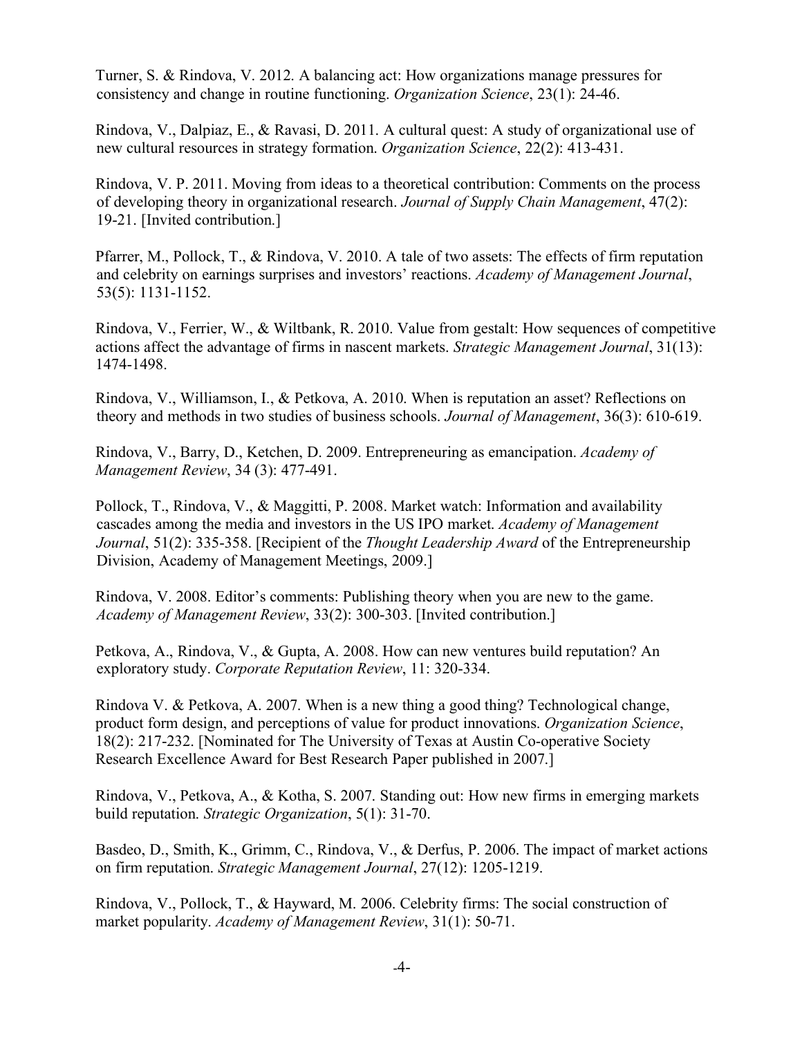Turner, S. & Rindova, V. 2012. A balancing act: How organizations manage pressures for consistency and change in routine functioning. *Organization Science*, 23(1): 24-46.

Rindova, V., Dalpiaz, E., & Ravasi, D. 2011. A cultural quest: A study of organizational use of new cultural resources in strategy formation. *Organization Science*, 22(2): 413-431.

Rindova, V. P. 2011. Moving from ideas to a theoretical contribution: Comments on the process of developing theory in organizational research. *Journal of Supply Chain Management*, 47(2): 19-21. [Invited contribution.]

Pfarrer, M., Pollock, T., & Rindova, V. 2010. A tale of two assets: The effects of firm reputation and celebrity on earnings surprises and investors' reactions. *Academy of Management Journal*, 53(5): 1131-1152.

Rindova, V., Ferrier, W., & Wiltbank, R. 2010. Value from gestalt: How sequences of competitive actions affect the advantage of firms in nascent markets. *Strategic Management Journal*, 31(13): 1474-1498.

Rindova, V., Williamson, I., & Petkova, A. 2010. When is reputation an asset? Reflections on theory and methods in two studies of business schools. *Journal of Management*, 36(3): 610-619.

Rindova, V., Barry, D., Ketchen, D. 2009. Entrepreneuring as emancipation. *Academy of Management Review*, 34 (3): 477-491.

Pollock, T., Rindova, V., & Maggitti, P. 2008. Market watch: Information and availability cascades among the media and investors in the US IPO market. *Academy of Management Journal*, 51(2): 335-358. [Recipient of the *Thought Leadership Award* of the Entrepreneurship Division, Academy of Management Meetings, 2009.]

Rindova, V. 2008. Editor's comments: Publishing theory when you are new to the game. *Academy of Management Review*, 33(2): 300-303. [Invited contribution.]

Petkova, A., Rindova, V., & Gupta, A. 2008. How can new ventures build reputation? An exploratory study. *Corporate Reputation Review*, 11: 320-334.

Rindova V. & Petkova, A. 2007. When is a new thing a good thing? Technological change, product form design, and perceptions of value for product innovations. *Organization Science*, 18(2): 217-232. [Nominated for The University of Texas at Austin Co-operative Society Research Excellence Award for Best Research Paper published in 2007.]

Rindova, V., Petkova, A., & Kotha, S. 2007. Standing out: How new firms in emerging markets build reputation. *Strategic Organization*, 5(1): 31-70.

Basdeo, D., Smith, K., Grimm, C., Rindova, V., & Derfus, P. 2006. The impact of market actions on firm reputation. *Strategic Management Journal*, 27(12): 1205-1219.

Rindova, V., Pollock, T., & Hayward, M. 2006. Celebrity firms: The social construction of market popularity. *Academy of Management Review*, 31(1): 50-71.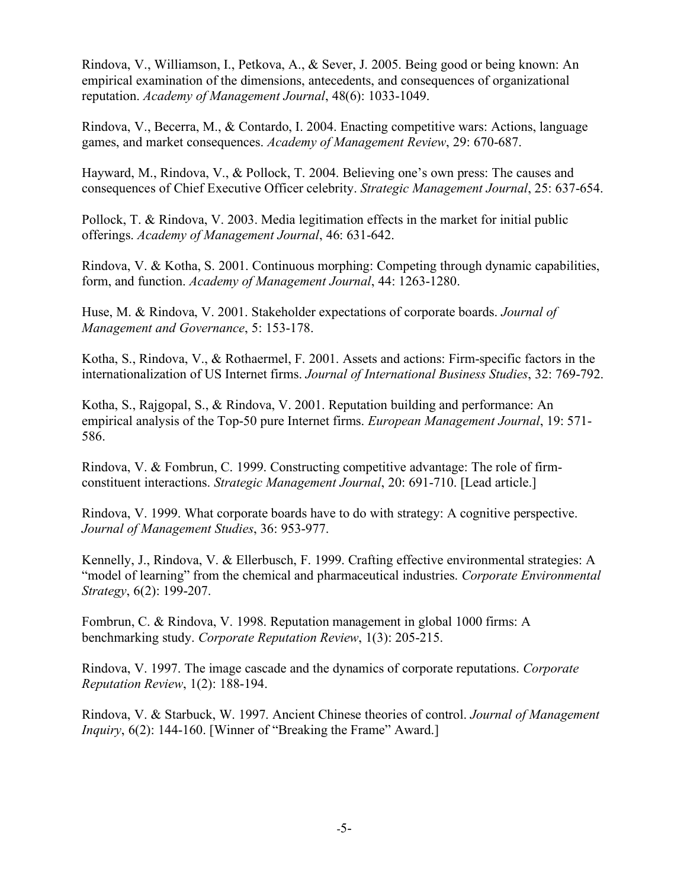Rindova, V., Williamson, I., Petkova, A., & Sever, J. 2005. Being good or being known: An empirical examination of the dimensions, antecedents, and consequences of organizational reputation. *Academy of Management Journal*, 48(6): 1033-1049.

Rindova, V., Becerra, M., & Contardo, I. 2004. Enacting competitive wars: Actions, language games, and market consequences. *Academy of Management Review*, 29: 670-687.

Hayward, M., Rindova, V., & Pollock, T. 2004. Believing one's own press: The causes and consequences of Chief Executive Officer celebrity. *Strategic Management Journal*, 25: 637-654.

Pollock, T. & Rindova, V. 2003. Media legitimation effects in the market for initial public offerings. *Academy of Management Journal*, 46: 631-642.

Rindova, V. & Kotha, S. 2001. Continuous morphing: Competing through dynamic capabilities, form, and function. *Academy of Management Journal*, 44: 1263-1280.

Huse, M. & Rindova, V. 2001. Stakeholder expectations of corporate boards. *Journal of Management and Governance*, 5: 153-178.

Kotha, S., Rindova, V., & Rothaermel, F. 2001. Assets and actions: Firm-specific factors in the internationalization of US Internet firms. *Journal of International Business Studies*, 32: 769-792.

Kotha, S., Rajgopal, S., & Rindova, V. 2001. Reputation building and performance: An empirical analysis of the Top-50 pure Internet firms. *European Management Journal*, 19: 571-586.

Rindova, V. & Fombrun, C. 1999. Constructing competitive advantage: The role of firm-constituent interactions. *Strategic Management Journal*, 20: 691-710. [Lead article.]

Rindova, V. 1999. What corporate boards have to do with strategy: A cognitive perspective. *Journal of Management Studies*, 36: 953-977.

Kennelly, J., Rindova, V. & Ellerbusch, F. 1999. Crafting effective environmental strategies: A "model of learning" from the chemical and pharmaceutical industries. *Corporate Environmental Strategy*, 6(2): 199-207.

Fombrun, C. & Rindova, V. 1998. Reputation management in global 1000 firms: A benchmarking study. *Corporate Reputation Review*, 1(3): 205-215.

Rindova, V. 1997. The image cascade and the dynamics of corporate reputations. *Corporate Reputation Review*, 1(2): 188-194.

Rindova, V. & Starbuck, W. 1997. Ancient Chinese theories of control. *Journal of Management Inquiry*, 6(2): 144-160. [Winner of "Breaking the Frame" Award.]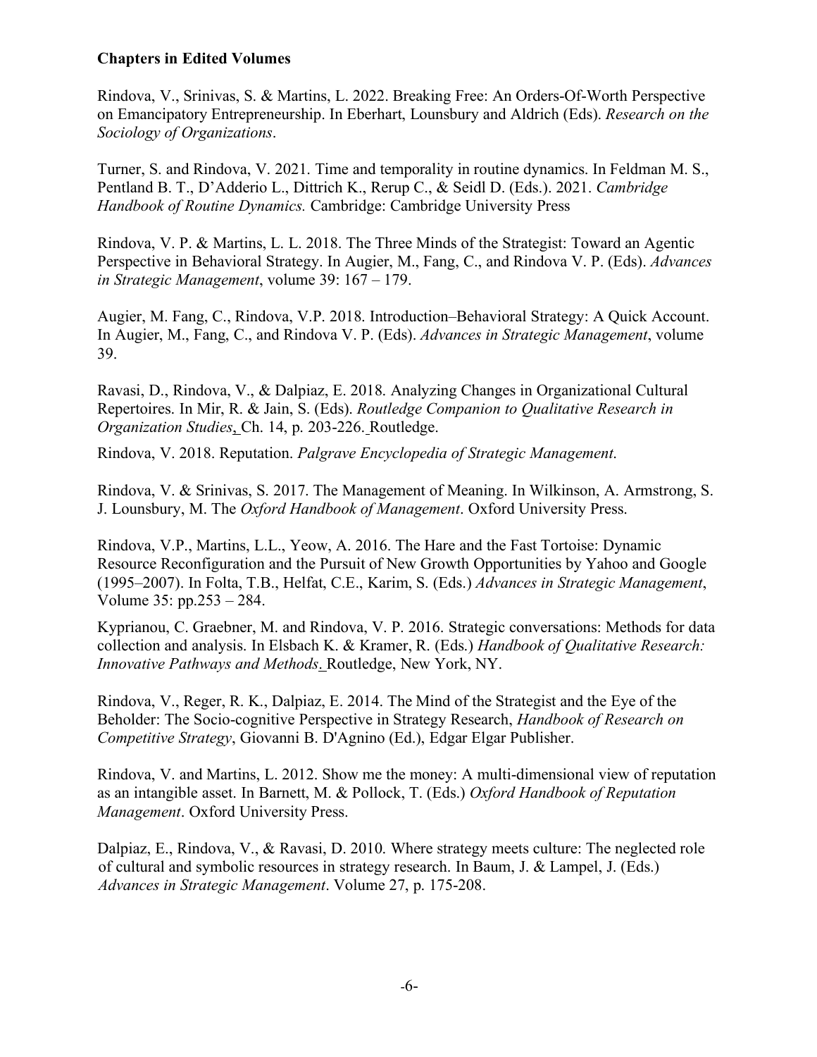**Chapters in Edited Volumes**

Rindova, V., Srinivas, S. & Martins, L. 2022. Breaking Free: An Orders-Of-Worth Perspective on Emancipatory Entrepreneurship. In Eberhart, Lounsbury and Aldrich (Eds). *Research on the Sociology of Organizations*.

Turner, S. and Rindova, V. 2021. Time and temporality in routine dynamics. In Feldman M. S., Pentland B. T., D'Adderio L., Dittrich K., Rerup C., & Seidl D. (Eds.). 2021. *Cambridge Handbook of Routine Dynamics.* Cambridge: Cambridge University Press

Rindova, V. P. & Martins, L. L. 2018. The Three Minds of the Strategist: Toward an Agentic Perspective in Behavioral Strategy. In Augier, M., Fang, C., and Rindova V. P. (Eds). *Advances in Strategic Management*, volume 39: 167 – 179.

Augier, M. Fang, C., Rindova, V.P. 2018. Introduction–Behavioral Strategy: A Quick Account. In Augier, M., Fang, C., and Rindova V. P. (Eds). *Advances in Strategic Management*, volume 39.

Ravasi, D., Rindova, V., & Dalpiaz, E. 2018. Analyzing Changes in Organizational Cultural Repertoires. In Mir, R. & Jain, S. (Eds). *Routledge Companion to Qualitative Research in Organization Studies*, Ch. 14, p. 203-226. Routledge.

Rindova, V. 2018. Reputation. *Palgrave Encyclopedia of Strategic Management*.

Rindova, V. & Srinivas, S. 2017. The Management of Meaning. In Wilkinson, A. Armstrong, S. J. Lounsbury, M. The *Oxford Handbook of Management*. Oxford University Press.

Rindova, V.P., Martins, L.L., Yeow, A. 2016. The Hare and the Fast Tortoise: Dynamic Resource Reconfiguration and the Pursuit of New Growth Opportunities by Yahoo and Google (1995–2007). In Folta, T.B., Helfat, C.E., Karim, S. (Eds.) *Advances in Strategic Management*, Volume 35: pp.253 – 284.

Kyprianou, C. Graebner, M. and Rindova, V. P. 2016. Strategic conversations: Methods for data collection and analysis. In Elsbach K. & Kramer, R. (Eds.) *Handbook of Qualitative Research: Innovative Pathways and Methods*. Routledge, New York, NY.

Rindova, V., Reger, R. K., Dalpiaz, E. 2014. The Mind of the Strategist and the Eye of the Beholder: The Socio-cognitive Perspective in Strategy Research, *Handbook of Research on Competitive Strategy*, Giovanni B. D'Agnino (Ed.), Edgar Elgar Publisher.

Rindova, V. and Martins, L. 2012. Show me the money: A multi-dimensional view of reputation as an intangible asset. In Barnett, M. & Pollock, T. (Eds.) *Oxford Handbook of Reputation Management*. Oxford University Press.

Dalpiaz, E., Rindova, V., & Ravasi, D. 2010. Where strategy meets culture: The neglected role of cultural and symbolic resources in strategy research. In Baum, J. & Lampel, J. (Eds.) *Advances in Strategic Management*. Volume 27, p. 175-208.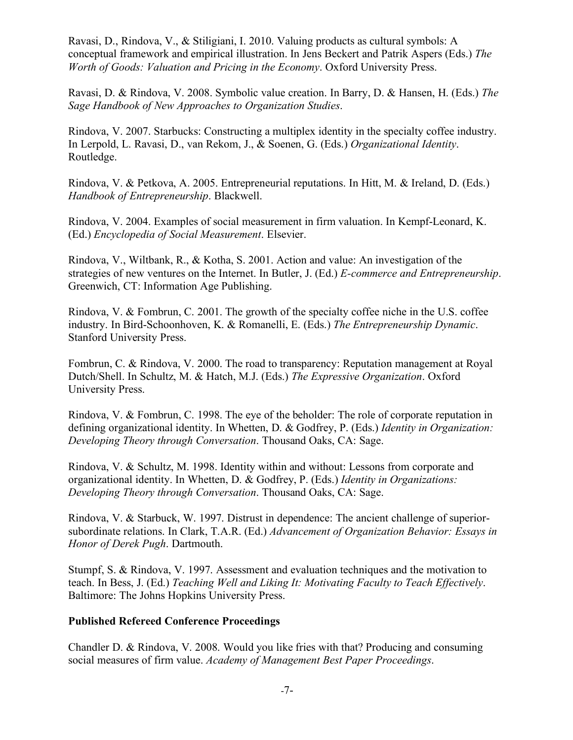Ravasi, D., Rindova, V., & Stiligiani, I. 2010. Valuing products as cultural symbols: A conceptual framework and empirical illustration. In Jens Beckert and Patrik Aspers (Eds.) *The Worth of Goods: Valuation and Pricing in the Economy*. Oxford University Press.

Ravasi, D. & Rindova, V. 2008. Symbolic value creation. In Barry, D. & Hansen, H. (Eds.) *The Sage Handbook of New Approaches to Organization Studies*.

Rindova, V. 2007. Starbucks: Constructing a multiplex identity in the specialty coffee industry. In Lerpold, L. Ravasi, D., van Rekom, J., & Soenen, G. (Eds.) *Organizational Identity*. Routledge.

Rindova, V. & Petkova, A. 2005. Entrepreneurial reputations. In Hitt, M. & Ireland, D. (Eds.) *Handbook of Entrepreneurship*. Blackwell.

Rindova, V. 2004. Examples of social measurement in firm valuation. In Kempf-Leonard, K. (Ed.) *Encyclopedia of Social Measurement*. Elsevier.

Rindova, V., Wiltbank, R., & Kotha, S. 2001. Action and value: An investigation of the strategies of new ventures on the Internet. In Butler, J. (Ed.) *E-commerce and Entrepreneurship*. Greenwich, CT: Information Age Publishing.

Rindova, V. & Fombrun, C. 2001. The growth of the specialty coffee niche in the U.S. coffee industry. In Bird-Schoonhoven, K. & Romanelli, E. (Eds.) *The Entrepreneurship Dynamic*. Stanford University Press.

Fombrun, C. & Rindova, V. 2000. The road to transparency: Reputation management at Royal Dutch/Shell. In Schultz, M. & Hatch, M.J. (Eds.) *The Expressive Organization*. Oxford University Press.

Rindova, V. & Fombrun, C. 1998. The eye of the beholder: The role of corporate reputation in defining organizational identity. In Whetten, D. & Godfrey, P. (Eds.) *Identity in Organization: Developing Theory through Conversation*. Thousand Oaks, CA: Sage.

Rindova, V. & Schultz, M. 1998. Identity within and without: Lessons from corporate and organizational identity. In Whetten, D. & Godfrey, P. (Eds.) *Identity in Organizations: Developing Theory through Conversation*. Thousand Oaks, CA: Sage.

Rindova, V. & Starbuck, W. 1997. Distrust in dependence: The ancient challenge of superior-subordinate relations. In Clark, T.A.R. (Ed.) *Advancement of Organization Behavior: Essays in Honor of Derek Pugh*. Dartmouth.

Stumpf, S. & Rindova, V. 1997. Assessment and evaluation techniques and the motivation to teach. In Bess, J. (Ed.) *Teaching Well and Liking It: Motivating Faculty to Teach Effectively*. Baltimore: The Johns Hopkins University Press.

**Published Refereed Conference Proceedings**

Chandler D. & Rindova, V. 2008. Would you like fries with that? Producing and consuming social measures of firm value. *Academy of Management Best Paper Proceedings*.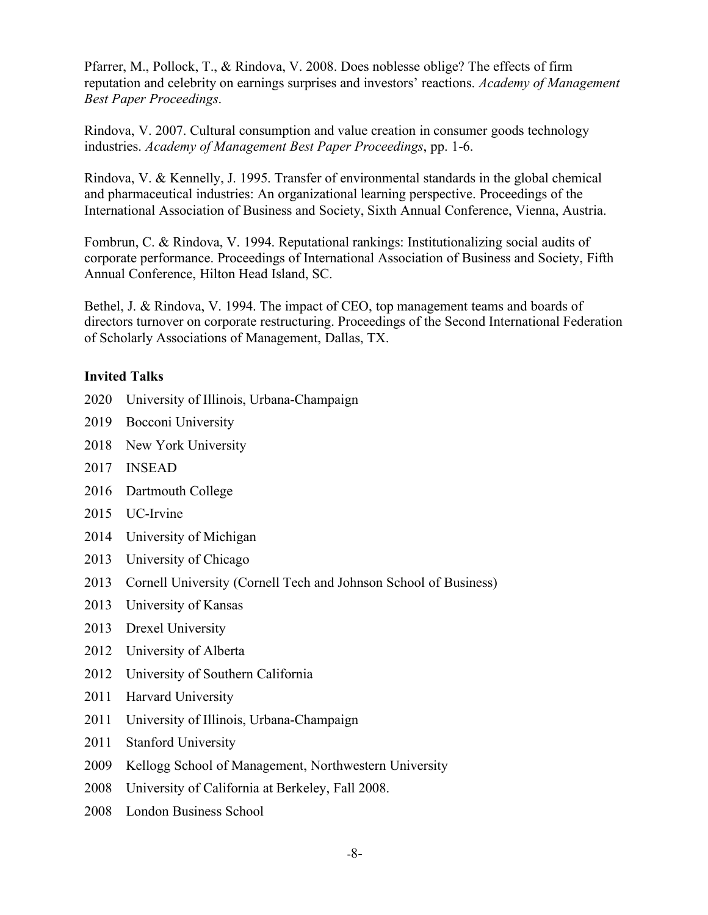Pfarrer, M., Pollock, T., & Rindova, V. 2008. Does noblesse oblige? The effects of firm reputation and celebrity on earnings surprises and investors' reactions. *Academy of Management Best Paper Proceedings*.

Rindova, V. 2007. Cultural consumption and value creation in consumer goods technology industries. *Academy of Management Best Paper Proceedings*, pp. 1-6.

Rindova, V. & Kennelly, J. 1995. Transfer of environmental standards in the global chemical and pharmaceutical industries: An organizational learning perspective. Proceedings of the International Association of Business and Society, Sixth Annual Conference, Vienna, Austria.

Fombrun, C. & Rindova, V. 1994. Reputational rankings: Institutionalizing social audits of corporate performance. Proceedings of International Association of Business and Society, Fifth Annual Conference, Hilton Head Island, SC.

Bethel, J. & Rindova, V. 1994. The impact of CEO, top management teams and boards of directors turnover on corporate restructuring. Proceedings of the Second International Federation of Scholarly Associations of Management, Dallas, TX.

**Invited Talks**

2020 University of Illinois, Urbana-Champaign

2019 Bocconi University

2018 New York University

2017 INSEAD

2016 Dartmouth College

2015 UC-Irvine

2014 University of Michigan

2013 University of Chicago

2013 Cornell University (Cornell Tech and Johnson School of Business)

2013 University of Kansas

2013 Drexel University

2012 University of Alberta

2012 University of Southern California

2011 Harvard University

2011 University of Illinois, Urbana-Champaign

2011 Stanford University

2009 Kellogg School of Management, Northwestern University

2008 University of California at Berkeley, Fall 2008.

2008 London Business School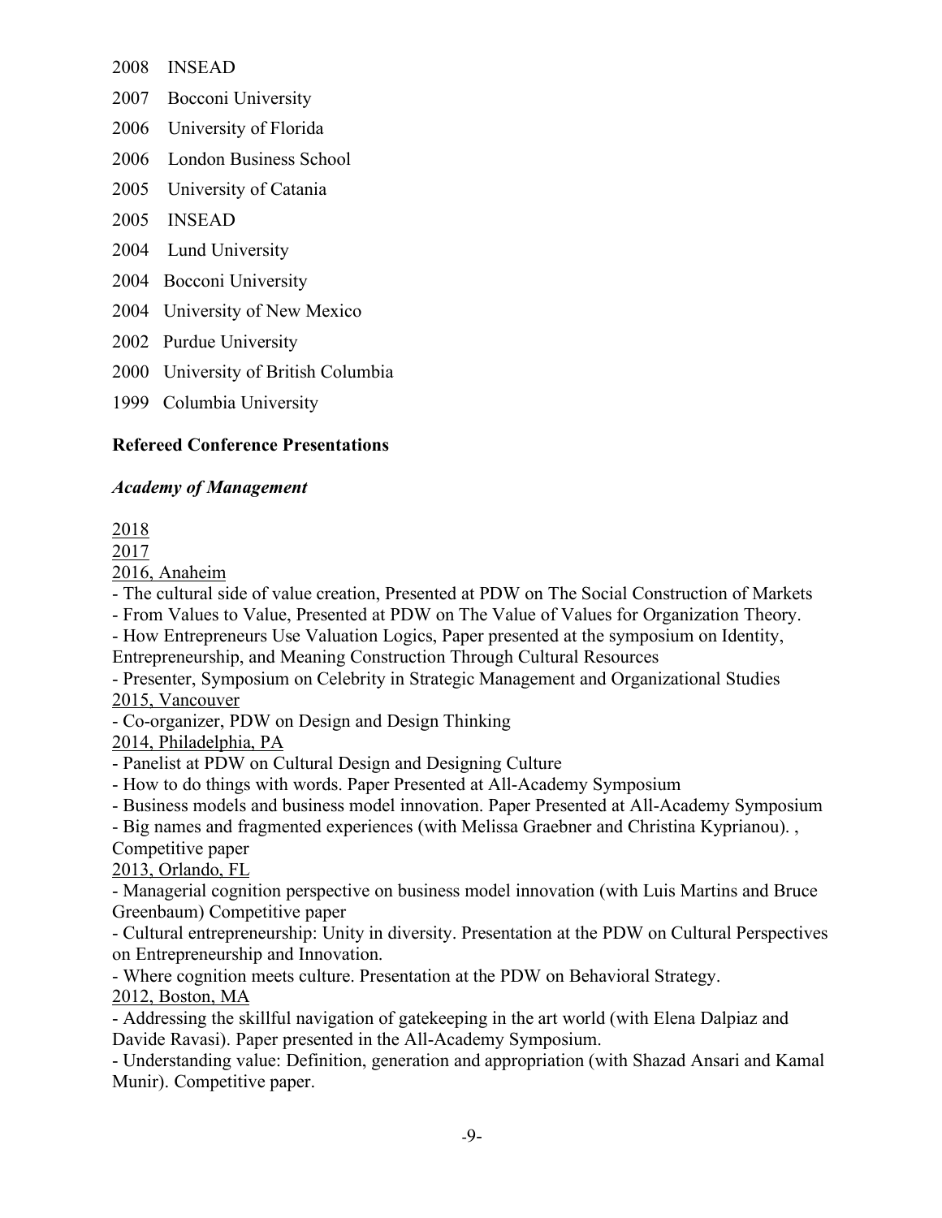2008 INSEAD

2007 Bocconi University

2006 University of Florida

2006 London Business School

2005 University of Catania

2005 INSEAD

2004 Lund University

2004 Bocconi University

2004 University of New Mexico

2002 Purdue University

2000 University of British Columbia

1999 Columbia University

**Refereed Conference Presentations**

***Academy of Management***

2018

2017

2016, Anaheim

- The cultural side of value creation, Presented at PDW on The Social Construction of Markets
- From Values to Value, Presented at PDW on The Value of Values for Organization Theory.
- How Entrepreneurs Use Valuation Logics, Paper presented at the symposium on Identity, Entrepreneurship, and Meaning Construction Through Cultural Resources
- Presenter, Symposium on Celebrity in Strategic Management and Organizational Studies

2015, Vancouver

- Co-organizer, PDW on Design and Design Thinking

2014, Philadelphia, PA

- Panelist at PDW on Cultural Design and Designing Culture
- How to do things with words. Paper Presented at All-Academy Symposium
- Business models and business model innovation. Paper Presented at All-Academy Symposium
- Big names and fragmented experiences (with Melissa Graebner and Christina Kyprianou). , Competitive paper

2013, Orlando, FL

- Managerial cognition perspective on business model innovation (with Luis Martins and Bruce Greenbaum) Competitive paper
- Cultural entrepreneurship: Unity in diversity. Presentation at the PDW on Cultural Perspectives on Entrepreneurship and Innovation.
- Where cognition meets culture. Presentation at the PDW on Behavioral Strategy.

2012, Boston, MA

- Addressing the skillful navigation of gatekeeping in the art world (with Elena Dalpiaz and Davide Ravasi). Paper presented in the All-Academy Symposium.
- Understanding value: Definition, generation and appropriation (with Shazad Ansari and Kamal Munir). Competitive paper.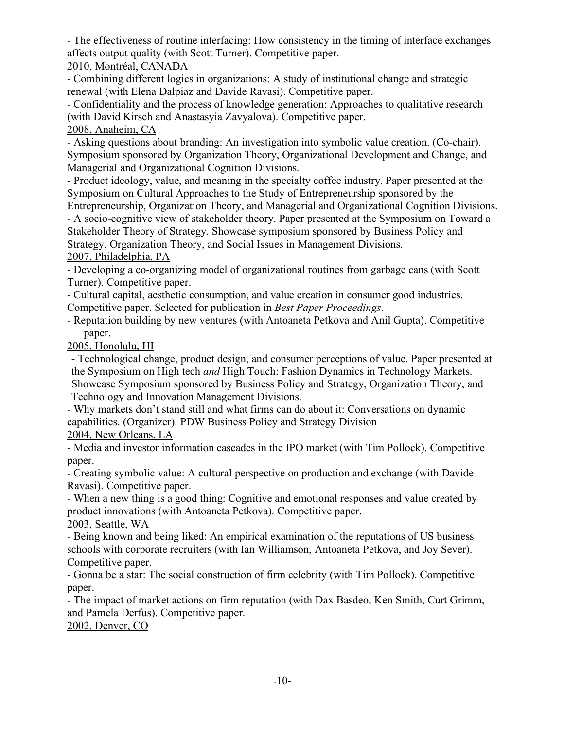- The effectiveness of routine interfacing: How consistency in the timing of interface exchanges affects output quality (with Scott Turner). Competitive paper.

<u>2010, Montréal, CANADA</u>

- Combining different logics in organizations: A study of institutional change and strategic renewal (with Elena Dalpiaz and Davide Ravasi). Competitive paper.
- Confidentiality and the process of knowledge generation: Approaches to qualitative research (with David Kirsch and Anastasyia Zavyalova). Competitive paper.

<u>2008, Anaheim, CA</u>

- Asking questions about branding: An investigation into symbolic value creation. (Co-chair). Symposium sponsored by Organization Theory, Organizational Development and Change, and Managerial and Organizational Cognition Divisions.
- Product ideology, value, and meaning in the specialty coffee industry. Paper presented at the Symposium on Cultural Approaches to the Study of Entrepreneurship sponsored by the Entrepreneurship, Organization Theory, and Managerial and Organizational Cognition Divisions.
- A socio-cognitive view of stakeholder theory. Paper presented at the Symposium on Toward a Stakeholder Theory of Strategy. Showcase symposium sponsored by Business Policy and Strategy, Organization Theory, and Social Issues in Management Divisions.

<u>2007, Philadelphia, PA</u>

- Developing a co-organizing model of organizational routines from garbage cans (with Scott Turner). Competitive paper.
- Cultural capital, aesthetic consumption, and value creation in consumer good industries. Competitive paper. Selected for publication in *Best Paper Proceedings*.
- Reputation building by new ventures (with Antoaneta Petkova and Anil Gupta). Competitive paper.

<u>2005, Honolulu, HI</u>

- Technological change, product design, and consumer perceptions of value. Paper presented at the Symposium on High tech *and* High Touch: Fashion Dynamics in Technology Markets. Showcase Symposium sponsored by Business Policy and Strategy, Organization Theory, and Technology and Innovation Management Divisions.
- Why markets don't stand still and what firms can do about it: Conversations on dynamic capabilities. (Organizer). PDW Business Policy and Strategy Division

<u>2004, New Orleans, LA</u>

- Media and investor information cascades in the IPO market (with Tim Pollock). Competitive paper.
- Creating symbolic value: A cultural perspective on production and exchange (with Davide Ravasi). Competitive paper.
- When a new thing is a good thing: Cognitive and emotional responses and value created by product innovations (with Antoaneta Petkova). Competitive paper.

<u>2003, Seattle, WA</u>

- Being known and being liked: An empirical examination of the reputations of US business schools with corporate recruiters (with Ian Williamson, Antoaneta Petkova, and Joy Sever). Competitive paper.
- Gonna be a star: The social construction of firm celebrity (with Tim Pollock). Competitive paper.
- The impact of market actions on firm reputation (with Dax Basdeo, Ken Smith, Curt Grimm, and Pamela Derfus). Competitive paper.

<u>2002, Denver, CO</u>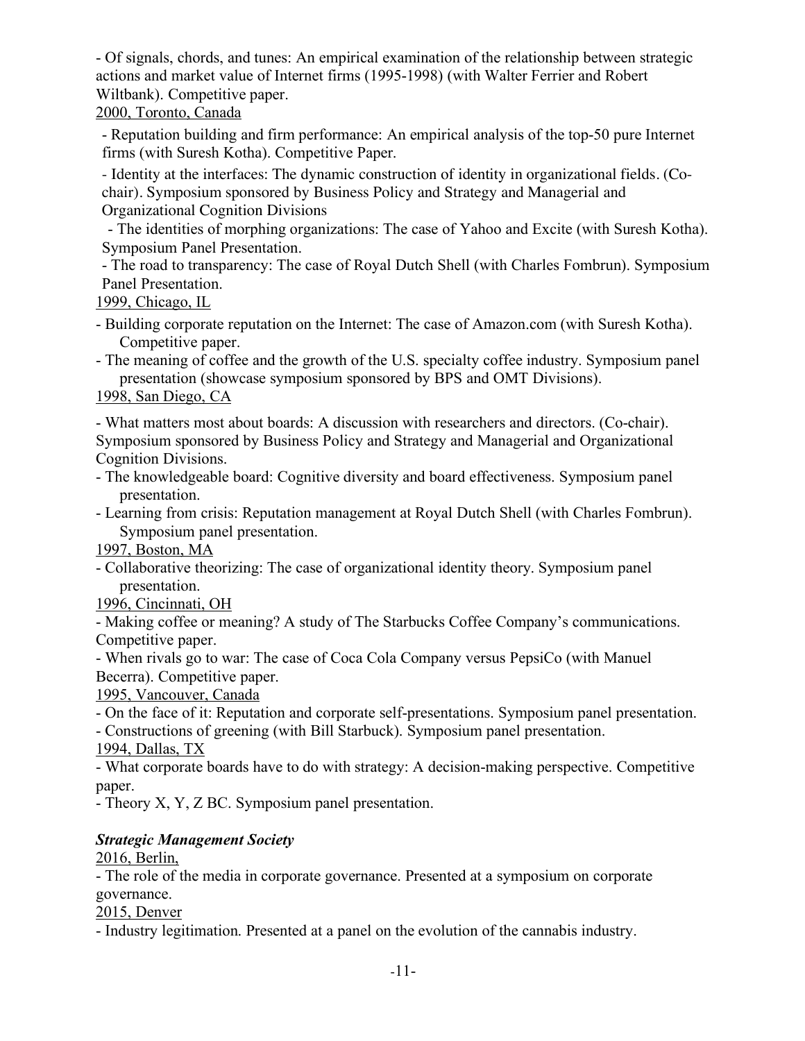- Of signals, chords, and tunes: An empirical examination of the relationship between strategic actions and market value of Internet firms (1995-1998) (with Walter Ferrier and Robert Wiltbank). Competitive paper.

2000, Toronto, Canada

- Reputation building and firm performance: An empirical analysis of the top-50 pure Internet firms (with Suresh Kotha). Competitive Paper.
- Identity at the interfaces: The dynamic construction of identity in organizational fields. (Co-chair). Symposium sponsored by Business Policy and Strategy and Managerial and Organizational Cognition Divisions
- The identities of morphing organizations: The case of Yahoo and Excite (with Suresh Kotha). Symposium Panel Presentation.
- The road to transparency: The case of Royal Dutch Shell (with Charles Fombrun). Symposium Panel Presentation.

1999, Chicago, IL

- Building corporate reputation on the Internet: The case of Amazon.com (with Suresh Kotha). Competitive paper.
- The meaning of coffee and the growth of the U.S. specialty coffee industry. Symposium panel presentation (showcase symposium sponsored by BPS and OMT Divisions).

1998, San Diego, CA

- What matters most about boards: A discussion with researchers and directors. (Co-chair). Symposium sponsored by Business Policy and Strategy and Managerial and Organizational Cognition Divisions.
- The knowledgeable board: Cognitive diversity and board effectiveness. Symposium panel presentation.
- Learning from crisis: Reputation management at Royal Dutch Shell (with Charles Fombrun). Symposium panel presentation.

1997, Boston, MA

- Collaborative theorizing: The case of organizational identity theory. Symposium panel presentation.

1996, Cincinnati, OH

- Making coffee or meaning? A study of The Starbucks Coffee Company's communications. Competitive paper.
- When rivals go to war: The case of Coca Cola Company versus PepsiCo (with Manuel Becerra). Competitive paper.

1995, Vancouver, Canada

- On the face of it: Reputation and corporate self-presentations. Symposium panel presentation.
- Constructions of greening (with Bill Starbuck). Symposium panel presentation.

1994, Dallas, TX

- What corporate boards have to do with strategy: A decision-making perspective. Competitive paper.
- Theory X, Y, Z BC. Symposium panel presentation.

***Strategic Management Society***

2016, Berlin,

- The role of the media in corporate governance. Presented at a symposium on corporate governance.

2015, Denver

- Industry legitimation. Presented at a panel on the evolution of the cannabis industry.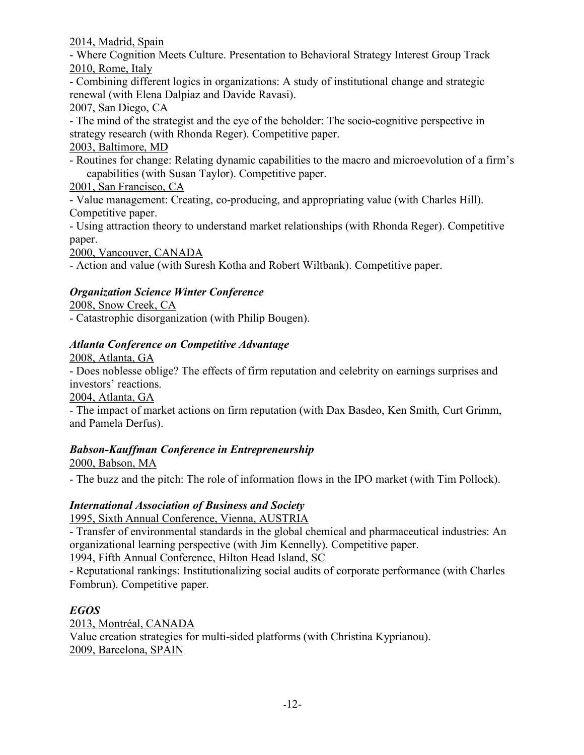2014, Madrid, Spain

- Where Cognition Meets Culture. Presentation to Behavioral Strategy Interest Group Track

2010, Rome, Italy

- Combining different logics in organizations: A study of institutional change and strategic renewal (with Elena Dalpiaz and Davide Ravasi).

2007, San Diego, CA

- The mind of the strategist and the eye of the beholder: The socio-cognitive perspective in strategy research (with Rhonda Reger). Competitive paper.

2003, Baltimore, MD

- Routines for change: Relating dynamic capabilities to the macro and microevolution of a firm's capabilities (with Susan Taylor). Competitive paper.

2001, San Francisco, CA

- Value management: Creating, co-producing, and appropriating value (with Charles Hill). Competitive paper.
- Using attraction theory to understand market relationships (with Rhonda Reger). Competitive paper.

2000, Vancouver, CANADA

- Action and value (with Suresh Kotha and Robert Wiltbank). Competitive paper.

### *Organization Science Winter Conference*

2008, Snow Creek, CA

- Catastrophic disorganization (with Philip Bougen).

### *Atlanta Conference on Competitive Advantage*

2008, Atlanta, GA

- Does noblesse oblige? The effects of firm reputation and celebrity on earnings surprises and investors' reactions.

2004, Atlanta, GA

- The impact of market actions on firm reputation (with Dax Basdeo, Ken Smith, Curt Grimm, and Pamela Derfus).

### *Babson-Kauffman Conference in Entrepreneurship*

2000, Babson, MA

- The buzz and the pitch: The role of information flows in the IPO market (with Tim Pollock).

### *International Association of Business and Society*

1995, Sixth Annual Conference, Vienna, AUSTRIA

- Transfer of environmental standards in the global chemical and pharmaceutical industries: An organizational learning perspective (with Jim Kennelly). Competitive paper.

1994, Fifth Annual Conference, Hilton Head Island, SC

- Reputational rankings: Institutionalizing social audits of corporate performance (with Charles Fombrun). Competitive paper.

### *EGOS*

2013, Montréal, CANADA

Value creation strategies for multi-sided platforms (with Christina Kyprianou).

2009, Barcelona, SPAIN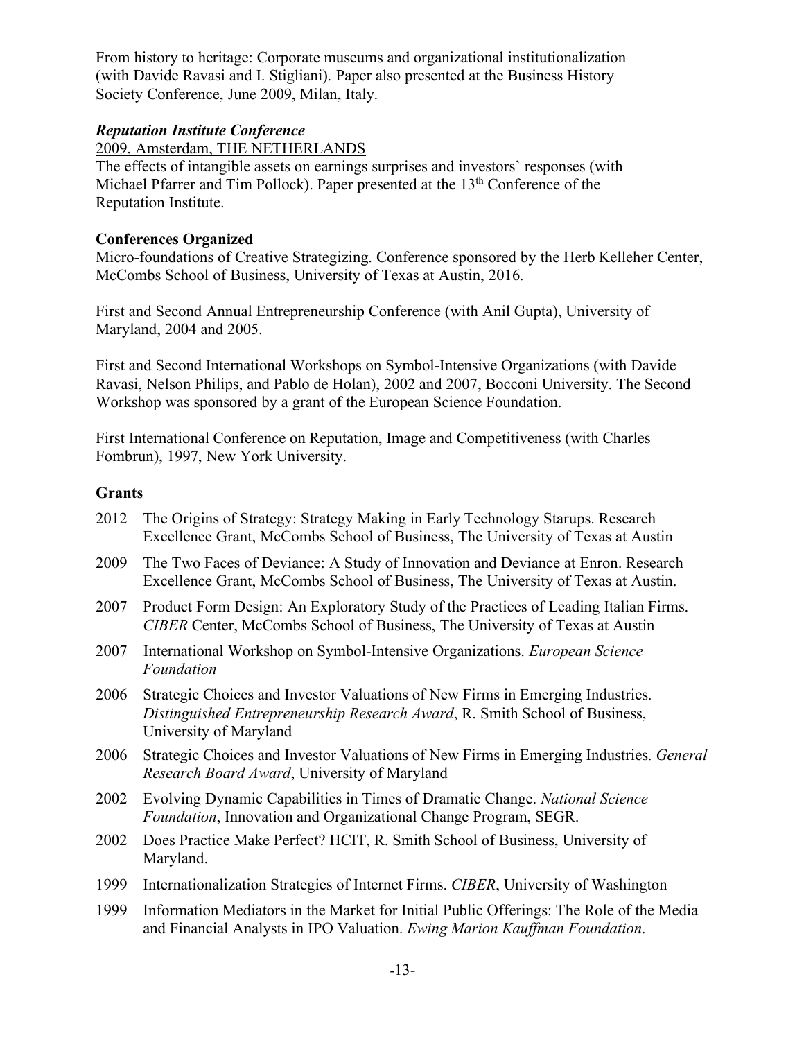From history to heritage: Corporate museums and organizational institutionalization (with Davide Ravasi and I. Stigliani). Paper also presented at the Business History Society Conference, June 2009, Milan, Italy.

***Reputation Institute Conference***

2009, Amsterdam, THE NETHERLANDS

The effects of intangible assets on earnings surprises and investors' responses (with Michael Pfarrer and Tim Pollock). Paper presented at the 13th Conference of the Reputation Institute.

**Conferences Organized**

Micro-foundations of Creative Strategizing. Conference sponsored by the Herb Kelleher Center, McCombs School of Business, University of Texas at Austin, 2016.

First and Second Annual Entrepreneurship Conference (with Anil Gupta), University of Maryland, 2004 and 2005.

First and Second International Workshops on Symbol-Intensive Organizations (with Davide Ravasi, Nelson Philips, and Pablo de Holan), 2002 and 2007, Bocconi University. The Second Workshop was sponsored by a grant of the European Science Foundation.

First International Conference on Reputation, Image and Competitiveness (with Charles Fombrun), 1997, New York University.

## Grants

- 2012 The Origins of Strategy: Strategy Making in Early Technology Starups. Research Excellence Grant, McCombs School of Business, The University of Texas at Austin
- 2009 The Two Faces of Deviance: A Study of Innovation and Deviance at Enron. Research Excellence Grant, McCombs School of Business, The University of Texas at Austin.
- 2007 Product Form Design: An Exploratory Study of the Practices of Leading Italian Firms. *CIBER* Center, McCombs School of Business, The University of Texas at Austin
- 2007 International Workshop on Symbol-Intensive Organizations. *European Science Foundation*
- 2006 Strategic Choices and Investor Valuations of New Firms in Emerging Industries. *Distinguished Entrepreneurship Research Award*, R. Smith School of Business, University of Maryland
- 2006 Strategic Choices and Investor Valuations of New Firms in Emerging Industries. *General Research Board Award*, University of Maryland
- 2002 Evolving Dynamic Capabilities in Times of Dramatic Change. *National Science Foundation*, Innovation and Organizational Change Program, SEGR.
- 2002 Does Practice Make Perfect? HCIT, R. Smith School of Business, University of Maryland.
- 1999 Internationalization Strategies of Internet Firms. *CIBER*, University of Washington
- 1999 Information Mediators in the Market for Initial Public Offerings: The Role of the Media and Financial Analysts in IPO Valuation. *Ewing Marion Kauffman Foundation*.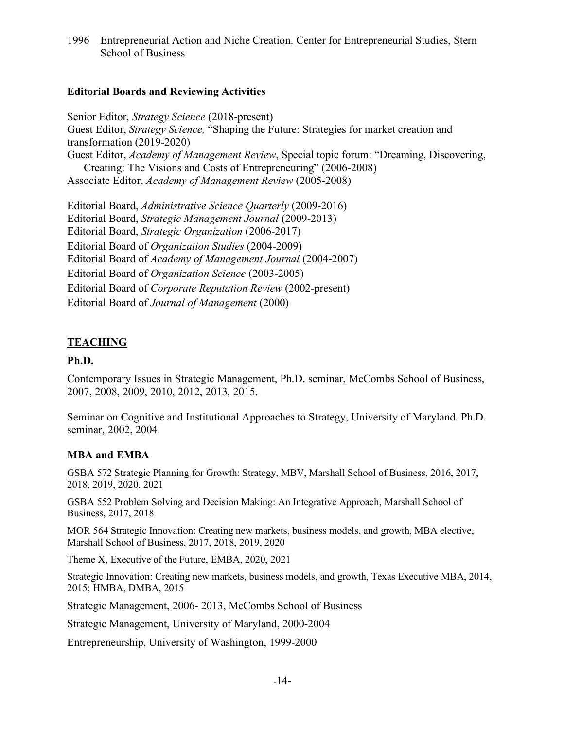1996 Entrepreneurial Action and Niche Creation. Center for Entrepreneurial Studies, Stern School of Business

**Editorial Boards and Reviewing Activities**

Senior Editor, *Strategy Science* (2018-present)
Guest Editor, *Strategy Science,* "Shaping the Future: Strategies for market creation and transformation (2019-2020)
Guest Editor, *Academy of Management Review*, Special topic forum: "Dreaming, Discovering, Creating: The Visions and Costs of Entrepreneuring" (2006-2008)
Associate Editor, *Academy of Management Review* (2005-2008)

Editorial Board, *Administrative Science Quarterly* (2009-2016)
Editorial Board, *Strategic Management Journal* (2009-2013)
Editorial Board, *Strategic Organization* (2006-2017)
Editorial Board of *Organization Studies* (2004-2009)
Editorial Board of *Academy of Management Journal* (2004-2007)
Editorial Board of *Organization Science* (2003-2005)
Editorial Board of *Corporate Reputation Review* (2002-present)
Editorial Board of *Journal of Management* (2000)

## TEACHING

### Ph.D.

Contemporary Issues in Strategic Management, Ph.D. seminar, McCombs School of Business, 2007, 2008, 2009, 2010, 2012, 2013, 2015.

Seminar on Cognitive and Institutional Approaches to Strategy, University of Maryland. Ph.D. seminar, 2002, 2004.

### MBA and EMBA

GSBA 572 Strategic Planning for Growth: Strategy, MBV, Marshall School of Business, 2016, 2017, 2018, 2019, 2020, 2021

GSBA 552 Problem Solving and Decision Making: An Integrative Approach, Marshall School of Business, 2017, 2018

MOR 564 Strategic Innovation: Creating new markets, business models, and growth, MBA elective, Marshall School of Business, 2017, 2018, 2019, 2020

Theme X, Executive of the Future, EMBA, 2020, 2021

Strategic Innovation: Creating new markets, business models, and growth, Texas Executive MBA, 2014, 2015; HMBA, DMBA, 2015

Strategic Management, 2006- 2013, McCombs School of Business

Strategic Management, University of Maryland, 2000-2004

Entrepreneurship, University of Washington, 1999-2000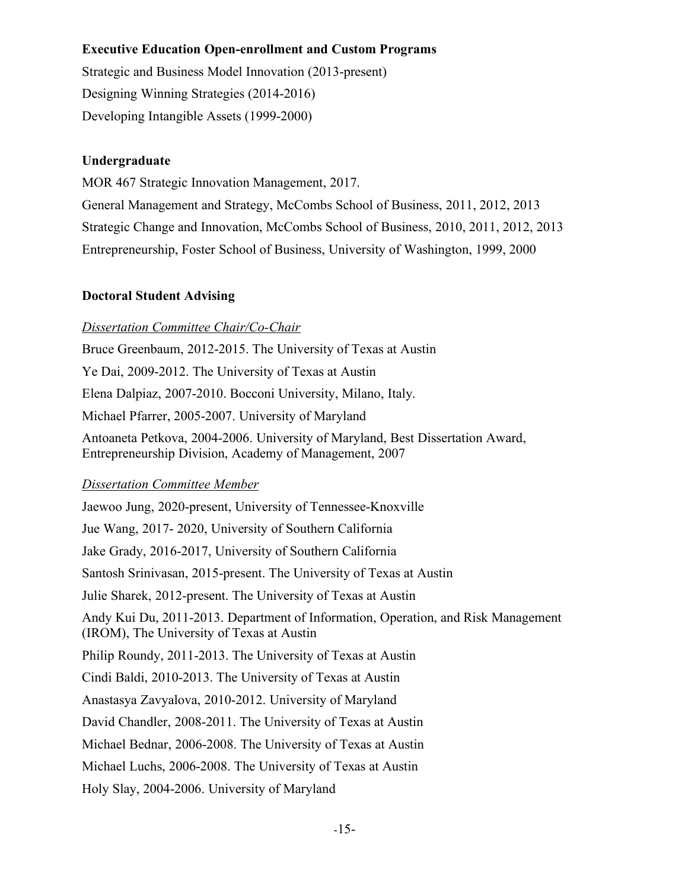**Executive Education Open-enrollment and Custom Programs**

Strategic and Business Model Innovation (2013-present)

Designing Winning Strategies (2014-2016)

Developing Intangible Assets (1999-2000)

**Undergraduate**

MOR 467 Strategic Innovation Management, 2017.

General Management and Strategy, McCombs School of Business, 2011, 2012, 2013

Strategic Change and Innovation, McCombs School of Business, 2010, 2011, 2012, 2013

Entrepreneurship, Foster School of Business, University of Washington, 1999, 2000

**Doctoral Student Advising**

*Dissertation Committee Chair/Co-Chair*

Bruce Greenbaum, 2012-2015. The University of Texas at Austin

Ye Dai, 2009-2012. The University of Texas at Austin

Elena Dalpiaz, 2007-2010. Bocconi University, Milano, Italy.

Michael Pfarrer, 2005-2007. University of Maryland

Antoaneta Petkova, 2004-2006. University of Maryland, Best Dissertation Award, Entrepreneurship Division, Academy of Management, 2007

*Dissertation Committee Member*

Jaewoo Jung, 2020-present, University of Tennessee-Knoxville

Jue Wang, 2017- 2020, University of Southern California

Jake Grady, 2016-2017, University of Southern California

Santosh Srinivasan, 2015-present. The University of Texas at Austin

Julie Sharek, 2012-present. The University of Texas at Austin

Andy Kui Du, 2011-2013. Department of Information, Operation, and Risk Management (IROM), The University of Texas at Austin

Philip Roundy, 2011-2013. The University of Texas at Austin

Cindi Baldi, 2010-2013. The University of Texas at Austin

Anastasya Zavyalova, 2010-2012. University of Maryland

David Chandler, 2008-2011. The University of Texas at Austin

Michael Bednar, 2006-2008. The University of Texas at Austin

Michael Luchs, 2006-2008. The University of Texas at Austin

Holy Slay, 2004-2006. University of Maryland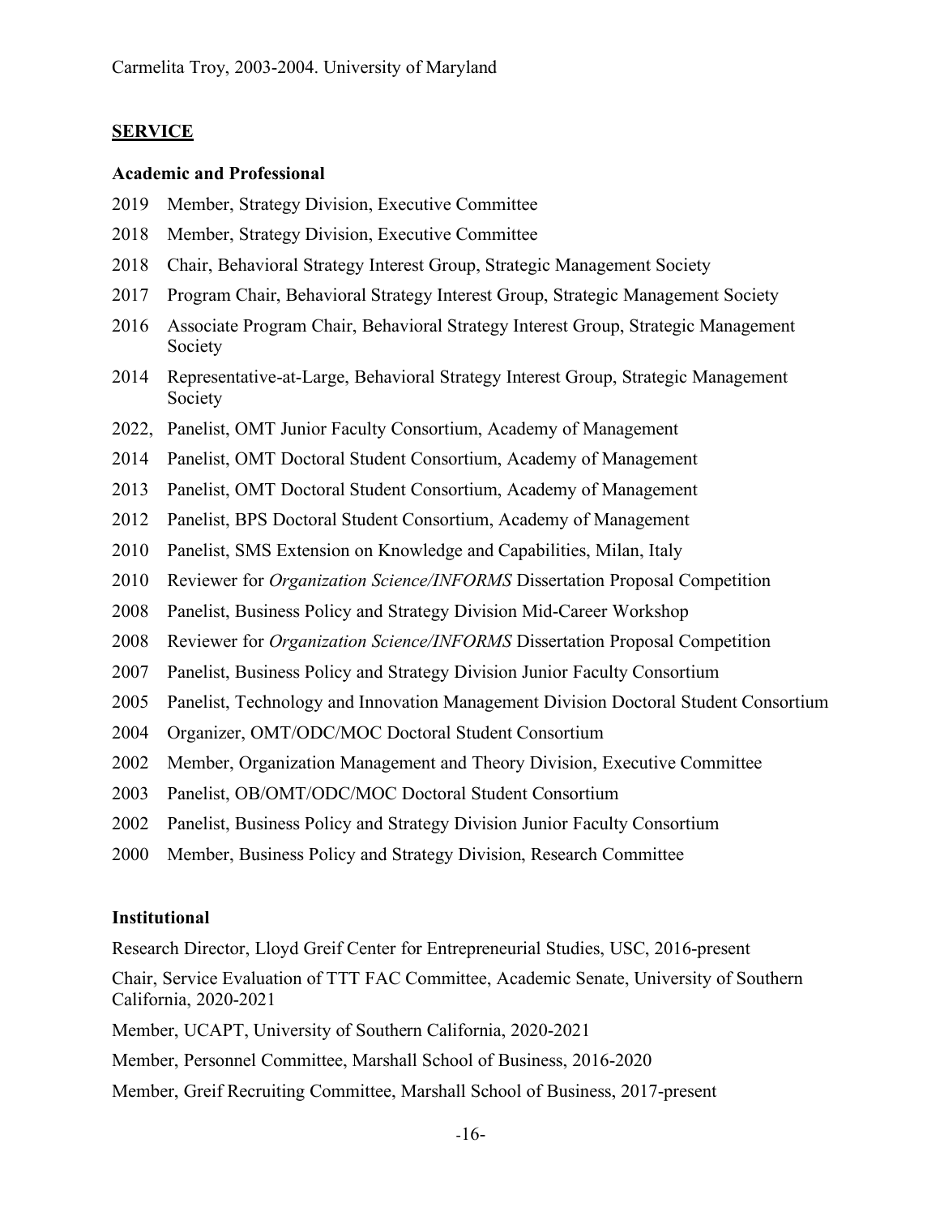Carmelita Troy, 2003-2004. University of Maryland

## SERVICE

### Academic and Professional

2019 Member, Strategy Division, Executive Committee

2018 Member, Strategy Division, Executive Committee

2018 Chair, Behavioral Strategy Interest Group, Strategic Management Society

2017 Program Chair, Behavioral Strategy Interest Group, Strategic Management Society

2016 Associate Program Chair, Behavioral Strategy Interest Group, Strategic Management Society

2014 Representative-at-Large, Behavioral Strategy Interest Group, Strategic Management Society

2022, Panelist, OMT Junior Faculty Consortium, Academy of Management

2014 Panelist, OMT Doctoral Student Consortium, Academy of Management

2013 Panelist, OMT Doctoral Student Consortium, Academy of Management

2012 Panelist, BPS Doctoral Student Consortium, Academy of Management

2010 Panelist, SMS Extension on Knowledge and Capabilities, Milan, Italy

2010 Reviewer for *Organization Science/INFORMS* Dissertation Proposal Competition

2008 Panelist, Business Policy and Strategy Division Mid-Career Workshop

2008 Reviewer for *Organization Science/INFORMS* Dissertation Proposal Competition

2007 Panelist, Business Policy and Strategy Division Junior Faculty Consortium

2005 Panelist, Technology and Innovation Management Division Doctoral Student Consortium

2004 Organizer, OMT/ODC/MOC Doctoral Student Consortium

2002 Member, Organization Management and Theory Division, Executive Committee

2003 Panelist, OB/OMT/ODC/MOC Doctoral Student Consortium

2002 Panelist, Business Policy and Strategy Division Junior Faculty Consortium

2000 Member, Business Policy and Strategy Division, Research Committee

### Institutional

Research Director, Lloyd Greif Center for Entrepreneurial Studies, USC, 2016-present

Chair, Service Evaluation of TTT FAC Committee, Academic Senate, University of Southern California, 2020-2021

Member, UCAPT, University of Southern California, 2020-2021

Member, Personnel Committee, Marshall School of Business, 2016-2020

Member, Greif Recruiting Committee, Marshall School of Business, 2017-present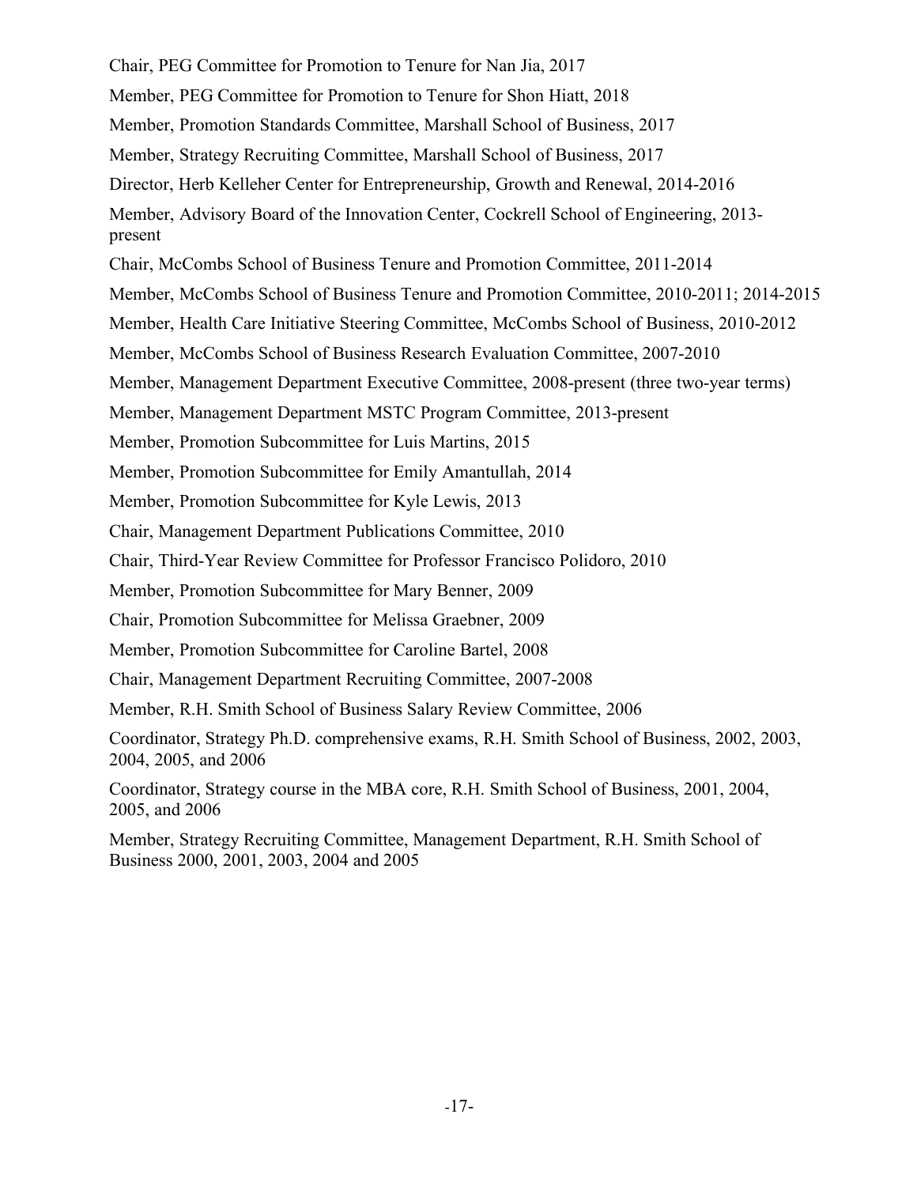Chair, PEG Committee for Promotion to Tenure for Nan Jia, 2017

Member, PEG Committee for Promotion to Tenure for Shon Hiatt, 2018

Member, Promotion Standards Committee, Marshall School of Business, 2017

Member, Strategy Recruiting Committee, Marshall School of Business, 2017

Director, Herb Kelleher Center for Entrepreneurship, Growth and Renewal, 2014-2016

Member, Advisory Board of the Innovation Center, Cockrell School of Engineering, 2013-present

Chair, McCombs School of Business Tenure and Promotion Committee, 2011-2014

Member, McCombs School of Business Tenure and Promotion Committee, 2010-2011; 2014-2015

Member, Health Care Initiative Steering Committee, McCombs School of Business, 2010-2012

Member, McCombs School of Business Research Evaluation Committee, 2007-2010

Member, Management Department Executive Committee, 2008-present (three two-year terms)

Member, Management Department MSTC Program Committee, 2013-present

Member, Promotion Subcommittee for Luis Martins, 2015

Member, Promotion Subcommittee for Emily Amantullah, 2014

Member, Promotion Subcommittee for Kyle Lewis, 2013

Chair, Management Department Publications Committee, 2010

Chair, Third-Year Review Committee for Professor Francisco Polidoro, 2010

Member, Promotion Subcommittee for Mary Benner, 2009

Chair, Promotion Subcommittee for Melissa Graebner, 2009

Member, Promotion Subcommittee for Caroline Bartel, 2008

Chair, Management Department Recruiting Committee, 2007-2008

Member, R.H. Smith School of Business Salary Review Committee, 2006

Coordinator, Strategy Ph.D. comprehensive exams, R.H. Smith School of Business, 2002, 2003, 2004, 2005, and 2006

Coordinator, Strategy course in the MBA core, R.H. Smith School of Business, 2001, 2004, 2005, and 2006

Member, Strategy Recruiting Committee, Management Department, R.H. Smith School of Business 2000, 2001, 2003, 2004 and 2005